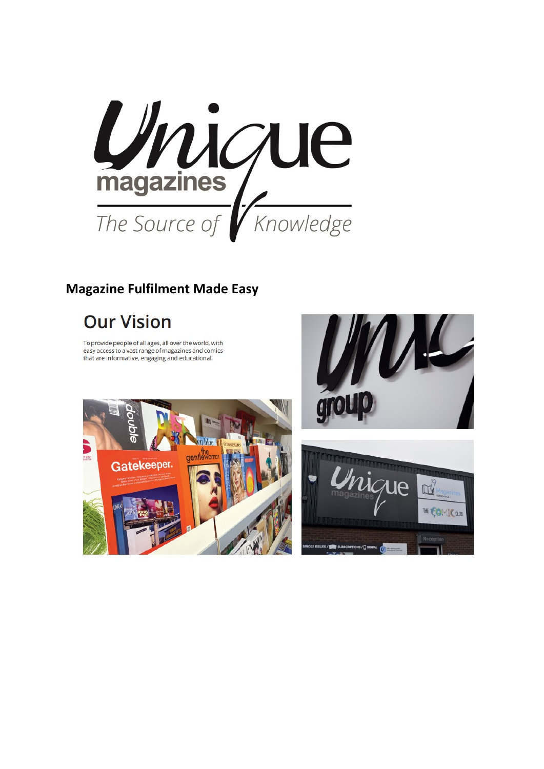# Unique magazines

*The Source of Knowledge*

**Magazine Fulfilment Made Easy**

## Our Vision

To provide people of all ages, all over the world, with easy access to a vast range of magazines and comics that are informative, engaging and educational.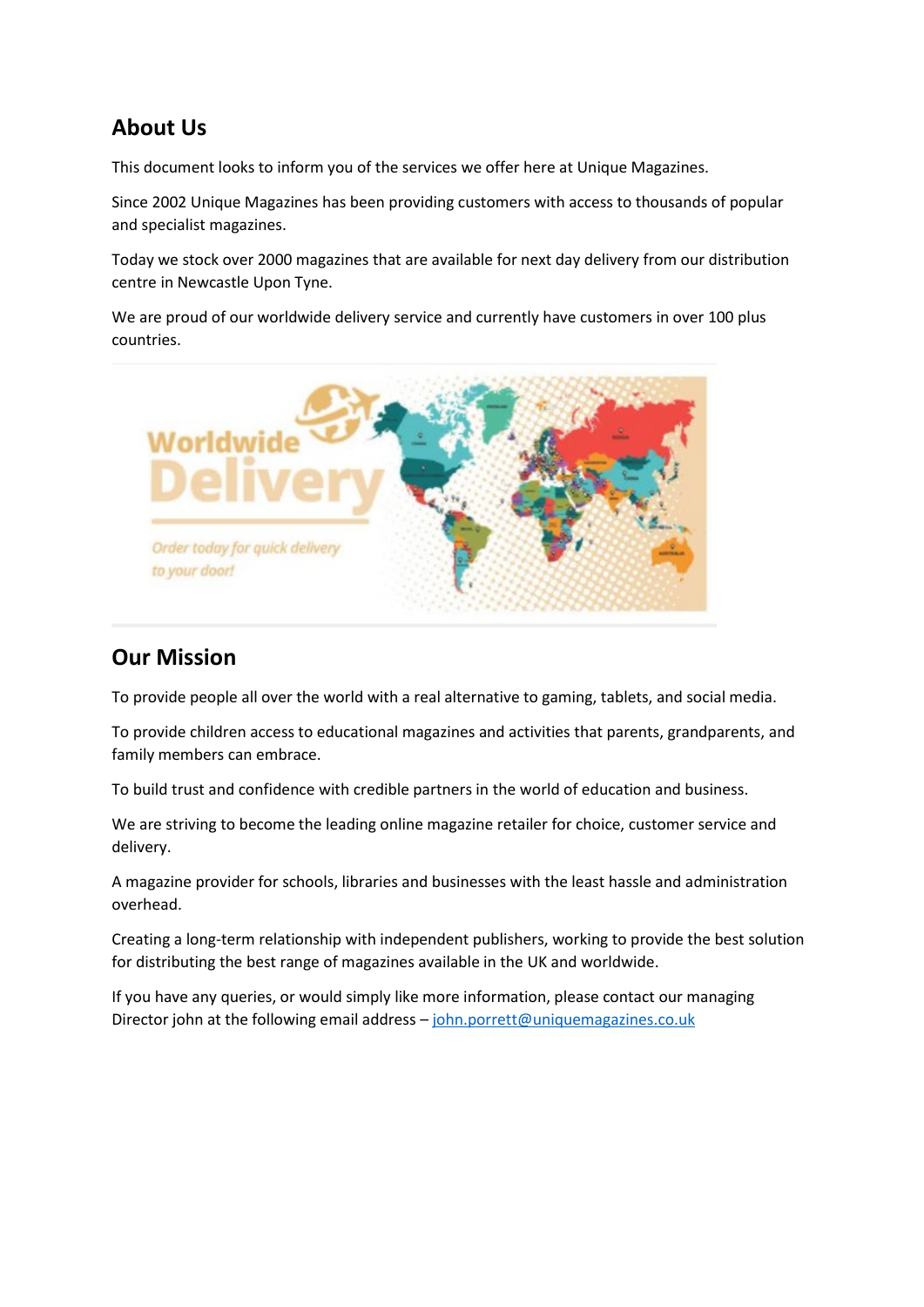## About Us

This document looks to inform you of the services we offer here at Unique Magazines.

Since 2002 Unique Magazines has been providing customers with access to thousands of popular and specialist magazines.

Today we stock over 2000 magazines that are available for next day delivery from our distribution centre in Newcastle Upon Tyne.

We are proud of our worldwide delivery service and currently have customers in over 100 plus countries.

## Our Mission

To provide people all over the world with a real alternative to gaming, tablets, and social media.

To provide children access to educational magazines and activities that parents, grandparents, and family members can embrace.

To build trust and confidence with credible partners in the world of education and business.

We are striving to become the leading online magazine retailer for choice, customer service and delivery.

A magazine provider for schools, libraries and businesses with the least hassle and administration overhead.

Creating a long-term relationship with independent publishers, working to provide the best solution for distributing the best range of magazines available in the UK and worldwide.

If you have any queries, or would simply like more information, please contact our managing Director john at the following email address – john.porrett@uniquemagazines.co.uk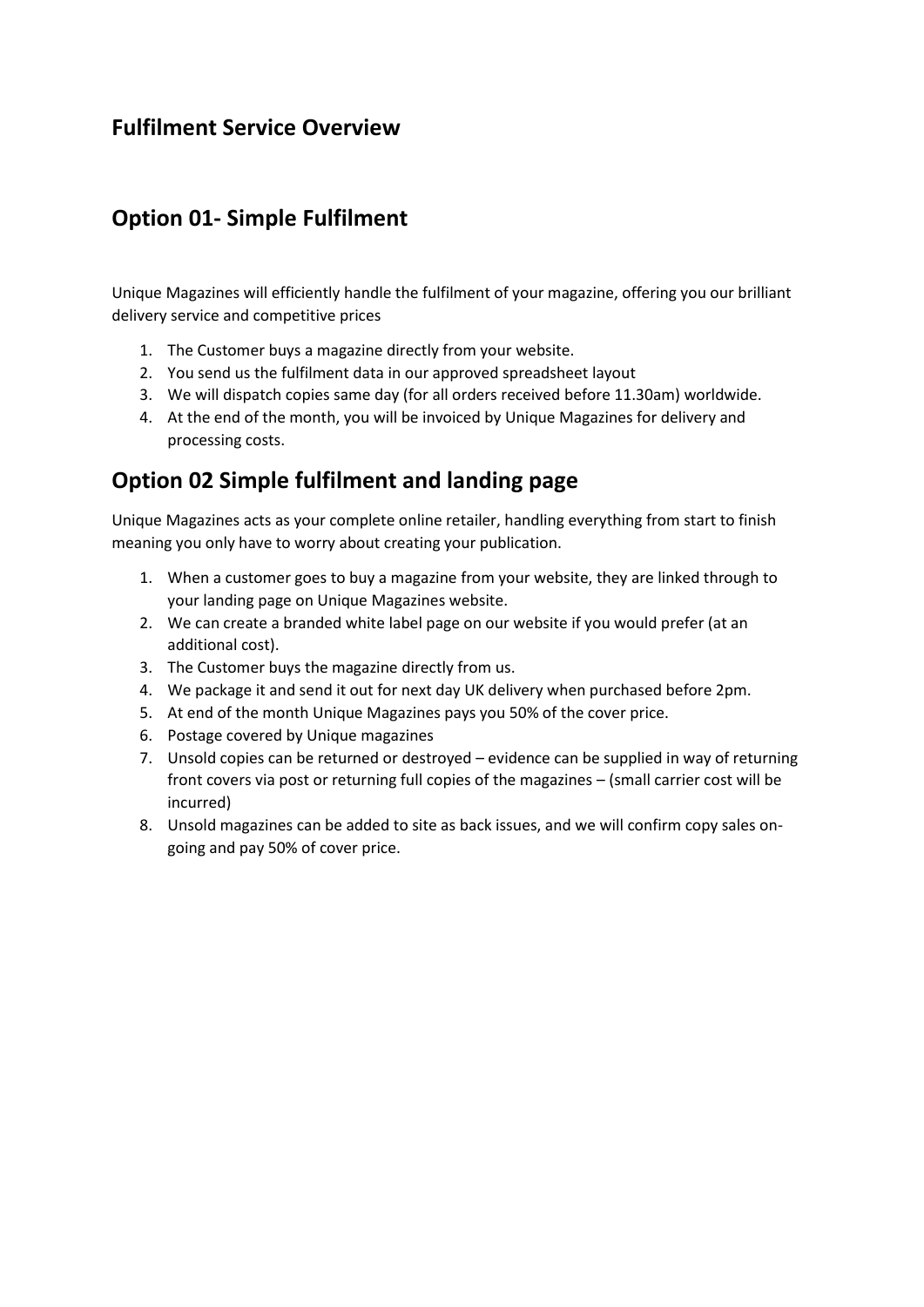## Fulfilment Service Overview

## Option 01- Simple Fulfilment

Unique Magazines will efficiently handle the fulfilment of your magazine, offering you our brilliant delivery service and competitive prices

1. The Customer buys a magazine directly from your website.
2. You send us the fulfilment data in our approved spreadsheet layout
3. We will dispatch copies same day (for all orders received before 11.30am) worldwide.
4. At the end of the month, you will be invoiced by Unique Magazines for delivery and processing costs.

## Option 02 Simple fulfilment and landing page

Unique Magazines acts as your complete online retailer, handling everything from start to finish meaning you only have to worry about creating your publication.

1. When a customer goes to buy a magazine from your website, they are linked through to your landing page on Unique Magazines website.
2. We can create a branded white label page on our website if you would prefer (at an additional cost).
3. The Customer buys the magazine directly from us.
4. We package it and send it out for next day UK delivery when purchased before 2pm.
5. At end of the month Unique Magazines pays you 50% of the cover price.
6. Postage covered by Unique magazines
7. Unsold copies can be returned or destroyed – evidence can be supplied in way of returning front covers via post or returning full copies of the magazines – (small carrier cost will be incurred)
8. Unsold magazines can be added to site as back issues, and we will confirm copy sales on-going and pay 50% of cover price.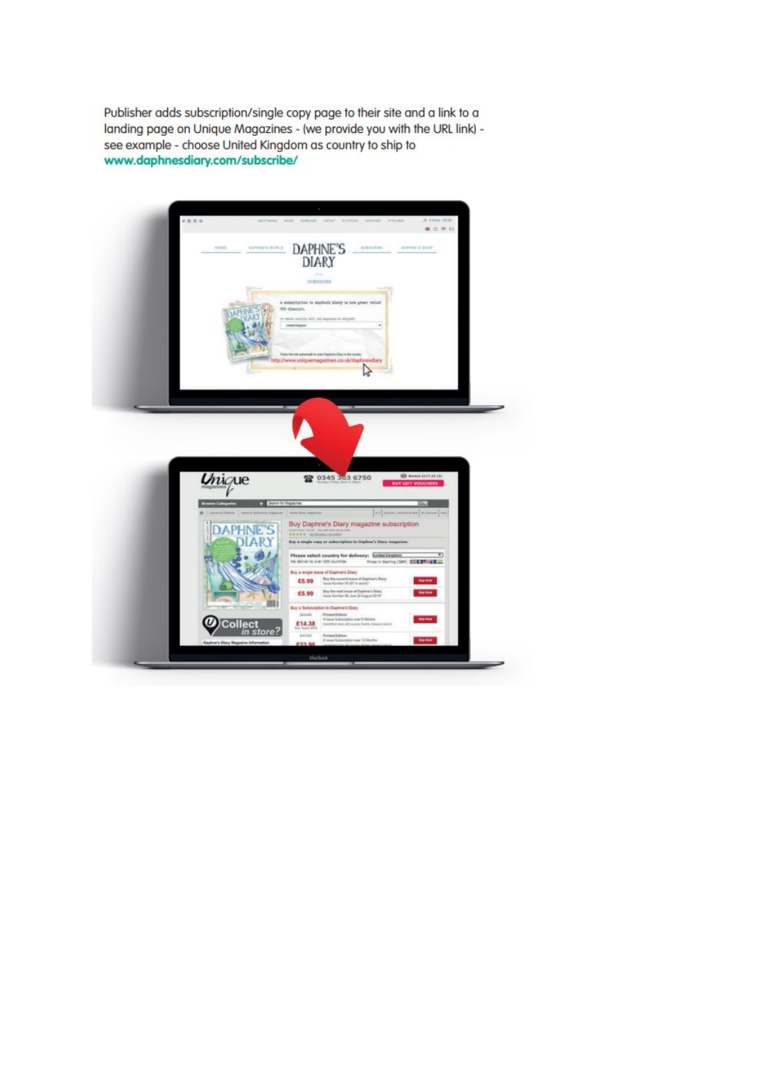Publisher adds subscription/single copy page to their site and a link to a landing page on Unique Magazines - (we provide you with the URL link) - see example - choose United Kingdom as country to ship to
**www.daphnesdiary.com/subscribe/**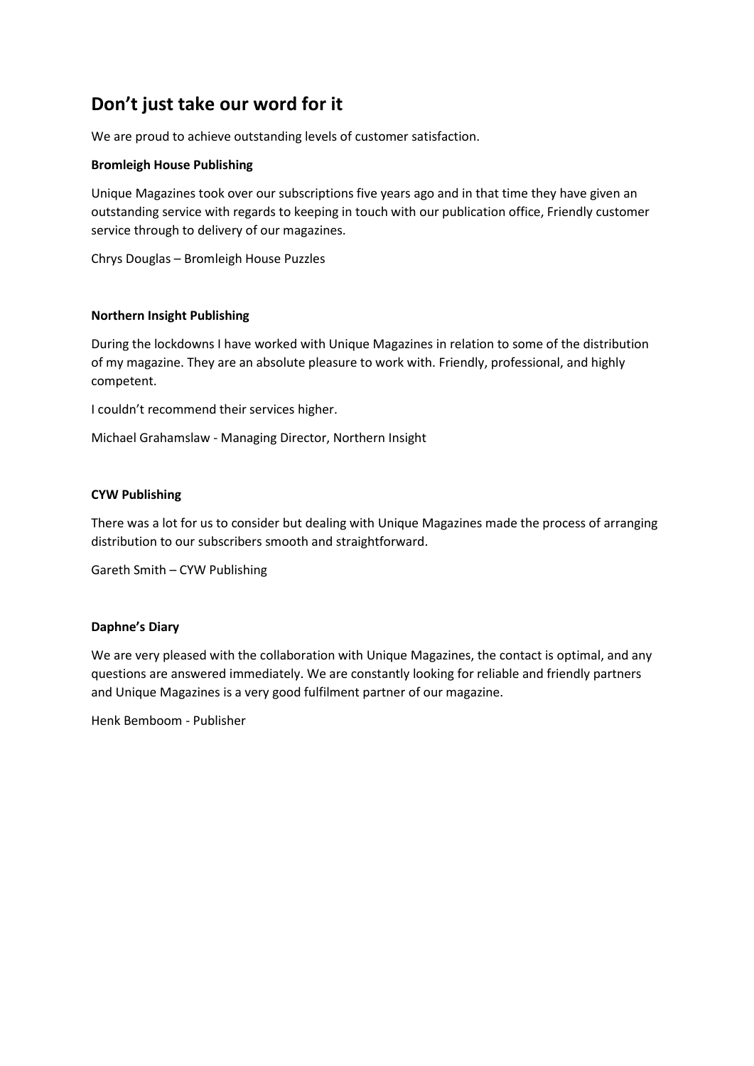## Don’t just take our word for it

We are proud to achieve outstanding levels of customer satisfaction.

**Bromleigh House Publishing**

Unique Magazines took over our subscriptions five years ago and in that time they have given an outstanding service with regards to keeping in touch with our publication office, Friendly customer service through to delivery of our magazines.

Chrys Douglas – Bromleigh House Puzzles

**Northern Insight Publishing**

During the lockdowns I have worked with Unique Magazines in relation to some of the distribution of my magazine. They are an absolute pleasure to work with. Friendly, professional, and highly competent.

I couldn’t recommend their services higher.

Michael Grahamslaw - Managing Director, Northern Insight

**CYW Publishing**

There was a lot for us to consider but dealing with Unique Magazines made the process of arranging distribution to our subscribers smooth and straightforward.

Gareth Smith – CYW Publishing

**Daphne’s Diary**

We are very pleased with the collaboration with Unique Magazines, the contact is optimal, and any questions are answered immediately. We are constantly looking for reliable and friendly partners and Unique Magazines is a very good fulfilment partner of our magazine.

Henk Bemboom - Publisher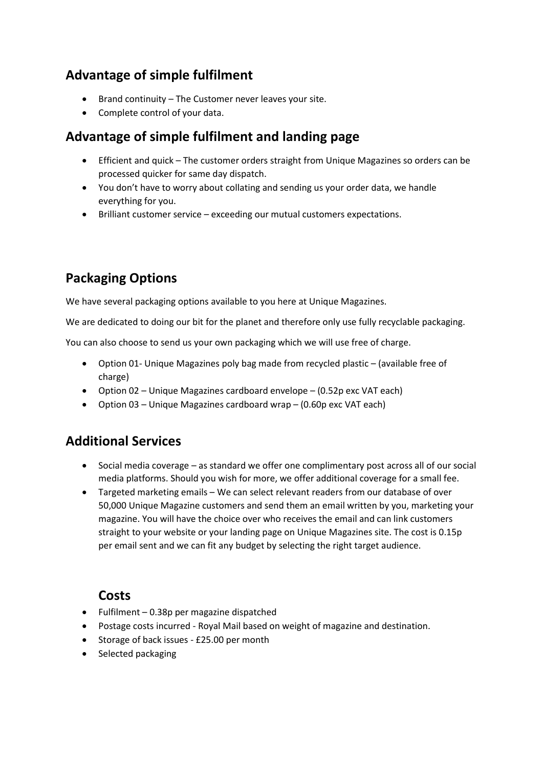## Advantage of simple fulfilment

- Brand continuity – The Customer never leaves your site.
- Complete control of your data.

## Advantage of simple fulfilment and landing page

- Efficient and quick – The customer orders straight from Unique Magazines so orders can be processed quicker for same day dispatch.
- You don't have to worry about collating and sending us your order data, we handle everything for you.
- Brilliant customer service – exceeding our mutual customers expectations.

## Packaging Options

We have several packaging options available to you here at Unique Magazines.

We are dedicated to doing our bit for the planet and therefore only use fully recyclable packaging.

You can also choose to send us your own packaging which we will use free of charge.

- Option 01- Unique Magazines poly bag made from recycled plastic – (available free of charge)
- Option 02 – Unique Magazines cardboard envelope – (0.52p exc VAT each)
- Option 03 – Unique Magazines cardboard wrap – (0.60p exc VAT each)

## Additional Services

- Social media coverage – as standard we offer one complimentary post across all of our social media platforms. Should you wish for more, we offer additional coverage for a small fee.
- Targeted marketing emails – We can select relevant readers from our database of over 50,000 Unique Magazine customers and send them an email written by you, marketing your magazine. You will have the choice over who receives the email and can link customers straight to your website or your landing page on Unique Magazines site. The cost is 0.15p per email sent and we can fit any budget by selecting the right target audience.

## Costs

- Fulfilment – 0.38p per magazine dispatched
- Postage costs incurred - Royal Mail based on weight of magazine and destination.
- Storage of back issues - £25.00 per month
- Selected packaging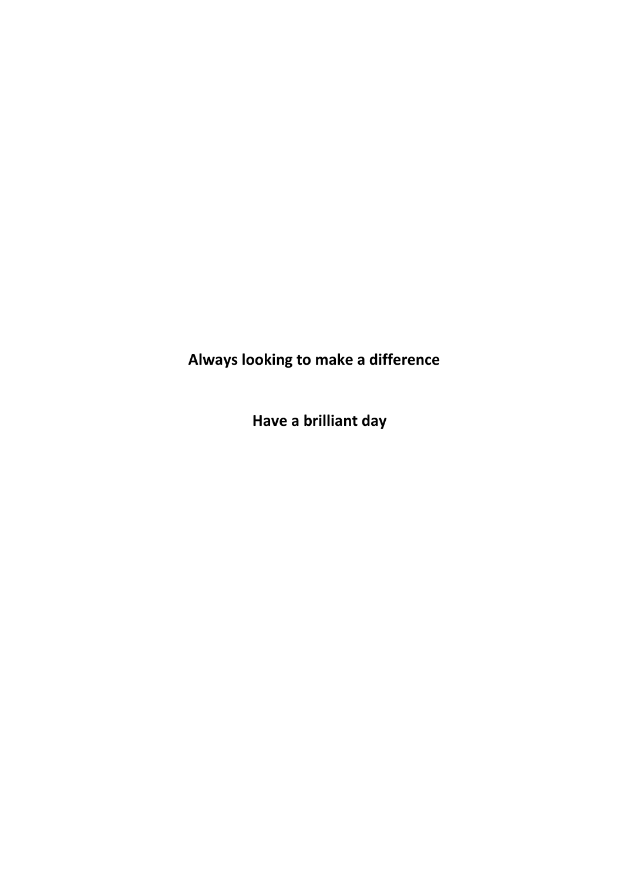**Always looking to make a difference**

**Have a brilliant day**